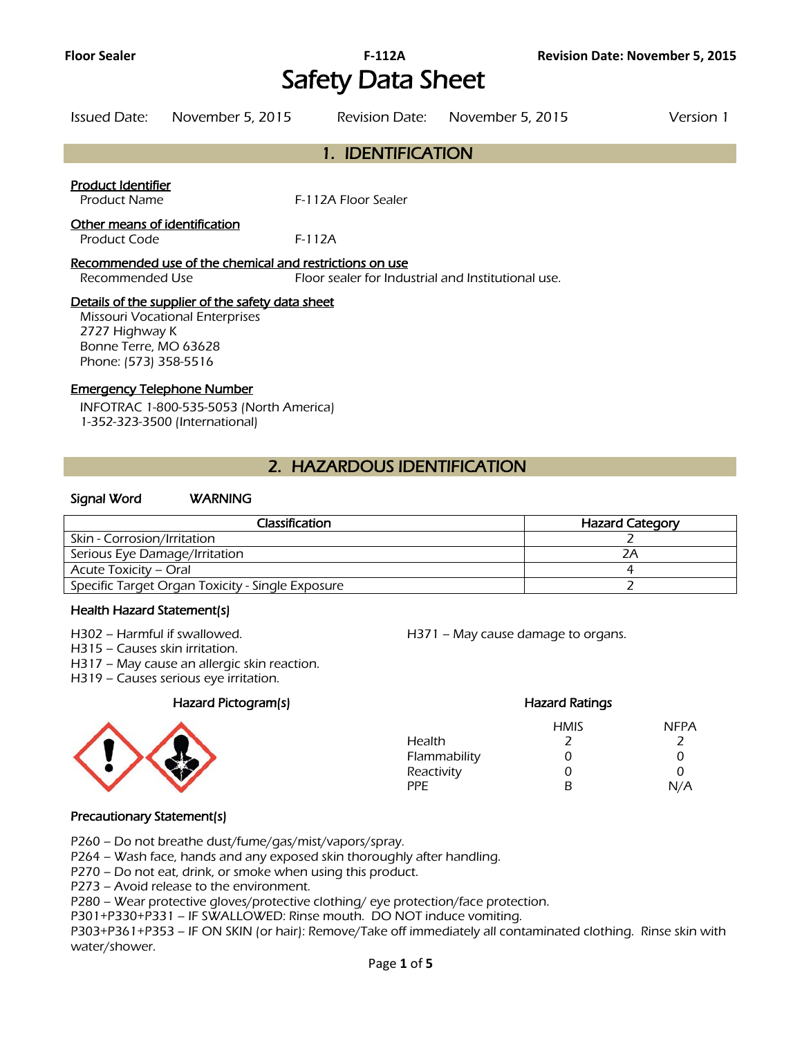# Safety Data Sheet

Issued Date: November 5, 2015 Revision Date: November 5, 2015 Version 1

## 1. IDENTIFICATION

**Product Identifier**

Product Name F-112A Floor Sealer

**Other means of identification**

Product Code F-112A

**Recommended use of the chemical and restrictions on use**

Recommended Use Floor sealer for Industrial and Institutional use.

**Details of the supplier of the safety data sheet**

Missouri Vocational Enterprises
2727 Highway K
Bonne Terre, MO 63628
Phone: (573) 358-5516

**Emergency Telephone Number**

INFOTRAC 1-800-535-5053 (North America)
1-352-323-3500 (International)

## 2. HAZARDOUS IDENTIFICATION

**Signal Word** WARNING

| Classification | Hazard Category |
|---|---|
| Skin - Corrosion/Irritation | 2 |
| Serious Eye Damage/Irritation | 2A |
| Acute Toxicity – Oral | 4 |
| Specific Target Organ Toxicity - Single Exposure | 2 |

### Health Hazard Statement(s)

H302 – Harmful if swallowed.
H315 – Causes skin irritation.
H317 – May cause an allergic skin reaction.
H319 – Causes serious eye irritation.
H371 – May cause damage to organs.

### Hazard Pictogram(s)

### Hazard Ratings

| | HMIS | NFPA |
|---|---|---|
| Health | 2 | 2 |
| Flammability | 0 | 0 |
| Reactivity | 0 | 0 |
| PPE | B | N/A |

### Precautionary Statement(s)

P260 – Do not breathe dust/fume/gas/mist/vapors/spray.
P264 – Wash face, hands and any exposed skin thoroughly after handling.
P270 – Do not eat, drink, or smoke when using this product.
P273 – Avoid release to the environment.
P280 – Wear protective gloves/protective clothing/ eye protection/face protection.
P301+P330+P331 – IF SWALLOWED: Rinse mouth. DO NOT induce vomiting.
P303+P361+P353 – IF ON SKIN (or hair): Remove/Take off immediately all contaminated clothing. Rinse skin with water/shower.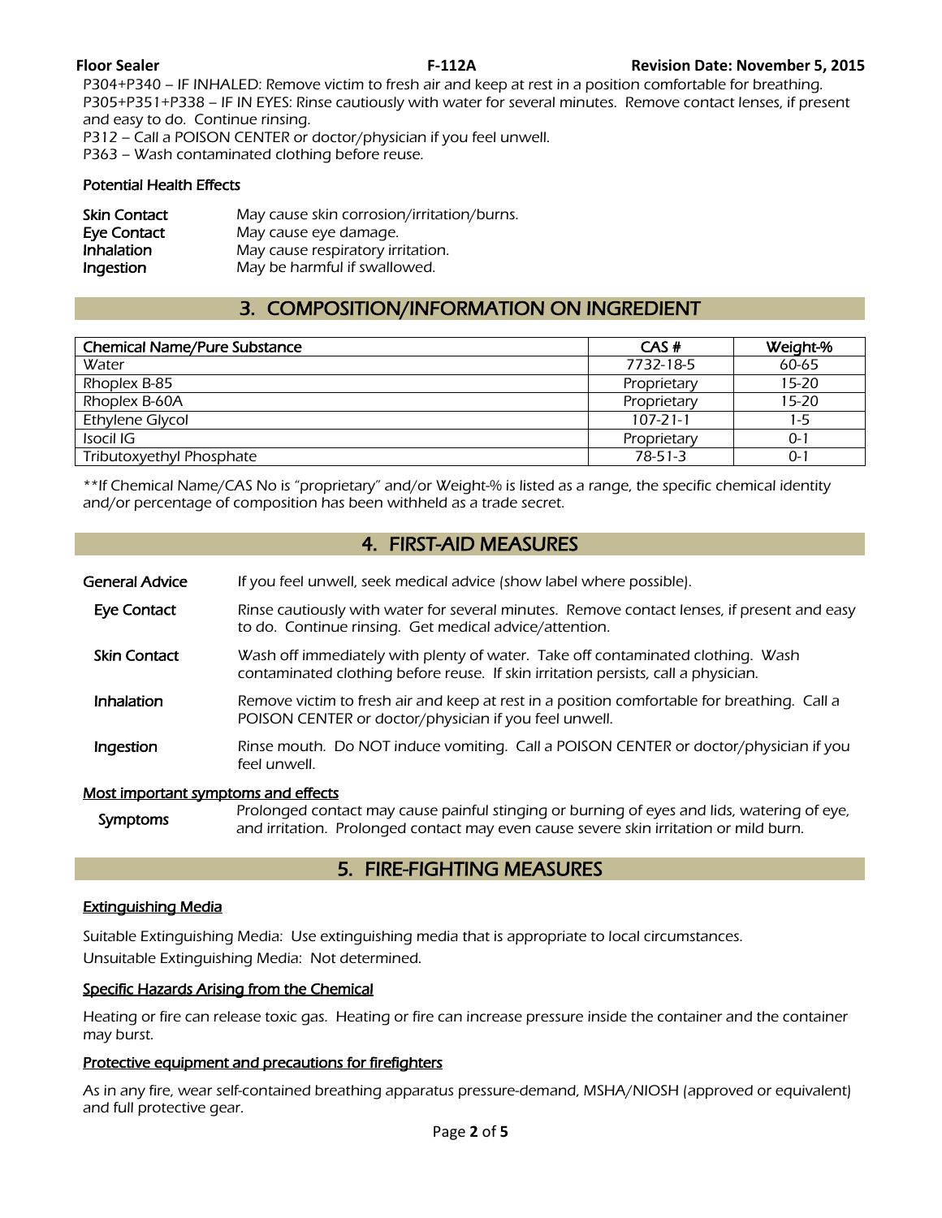P304+P340 – IF INHALED: Remove victim to fresh air and keep at rest in a position comfortable for breathing.
P305+P351+P338 – IF IN EYES: Rinse cautiously with water for several minutes. Remove contact lenses, if present and easy to do. Continue rinsing.
P312 – Call a POISON CENTER or doctor/physician if you feel unwell.
P363 – Wash contaminated clothing before reuse.

### Potential Health Effects

| | |
|---|---|
| **Skin Contact** | May cause skin corrosion/irritation/burns. |
| **Eye Contact** | May cause eye damage. |
| **Inhalation** | May cause respiratory irritation. |
| **Ingestion** | May be harmful if swallowed. |

## 3. COMPOSITION/INFORMATION ON INGREDIENT

| Chemical Name/Pure Substance | CAS # | Weight-% |
|---|---|---|
| Water | 7732-18-5 | 60-65 |
| Rhoplex B-85 | Proprietary | 15-20 |
| Rhoplex B-60A | Proprietary | 15-20 |
| Ethylene Glycol | 107-21-1 | 1-5 |
| Isocil IG | Proprietary | 0-1 |
| Tributoxyethyl Phosphate | 78-51-3 | 0-1 |

**If Chemical Name/CAS No is "proprietary" and/or Weight-% is listed as a range, the specific chemical identity and/or percentage of composition has been withheld as a trade secret.

## 4. FIRST-AID MEASURES

| | |
|---|---|
| **General Advice** | If you feel unwell, seek medical advice (show label where possible). |
| **Eye Contact** | Rinse cautiously with water for several minutes. Remove contact lenses, if present and easy to do. Continue rinsing. Get medical advice/attention. |
| **Skin Contact** | Wash off immediately with plenty of water. Take off contaminated clothing. Wash contaminated clothing before reuse. If skin irritation persists, call a physician. |
| **Inhalation** | Remove victim to fresh air and keep at rest in a position comfortable for breathing. Call a POISON CENTER or doctor/physician if you feel unwell. |
| **Ingestion** | Rinse mouth. Do NOT induce vomiting. Call a POISON CENTER or doctor/physician if you feel unwell. |

### Most important symptoms and effects

| | |
|---|---|
| **Symptoms** | Prolonged contact may cause painful stinging or burning of eyes and lids, watering of eye, and irritation. Prolonged contact may even cause severe skin irritation or mild burn. |

## 5. FIRE-FIGHTING MEASURES

### Extinguishing Media

Suitable Extinguishing Media: Use extinguishing media that is appropriate to local circumstances.
Unsuitable Extinguishing Media: Not determined.

### Specific Hazards Arising from the Chemical

Heating or fire can release toxic gas. Heating or fire can increase pressure inside the container and the container may burst.

### Protective equipment and precautions for firefighters

As in any fire, wear self-contained breathing apparatus pressure-demand, MSHA/NIOSH (approved or equivalent) and full protective gear.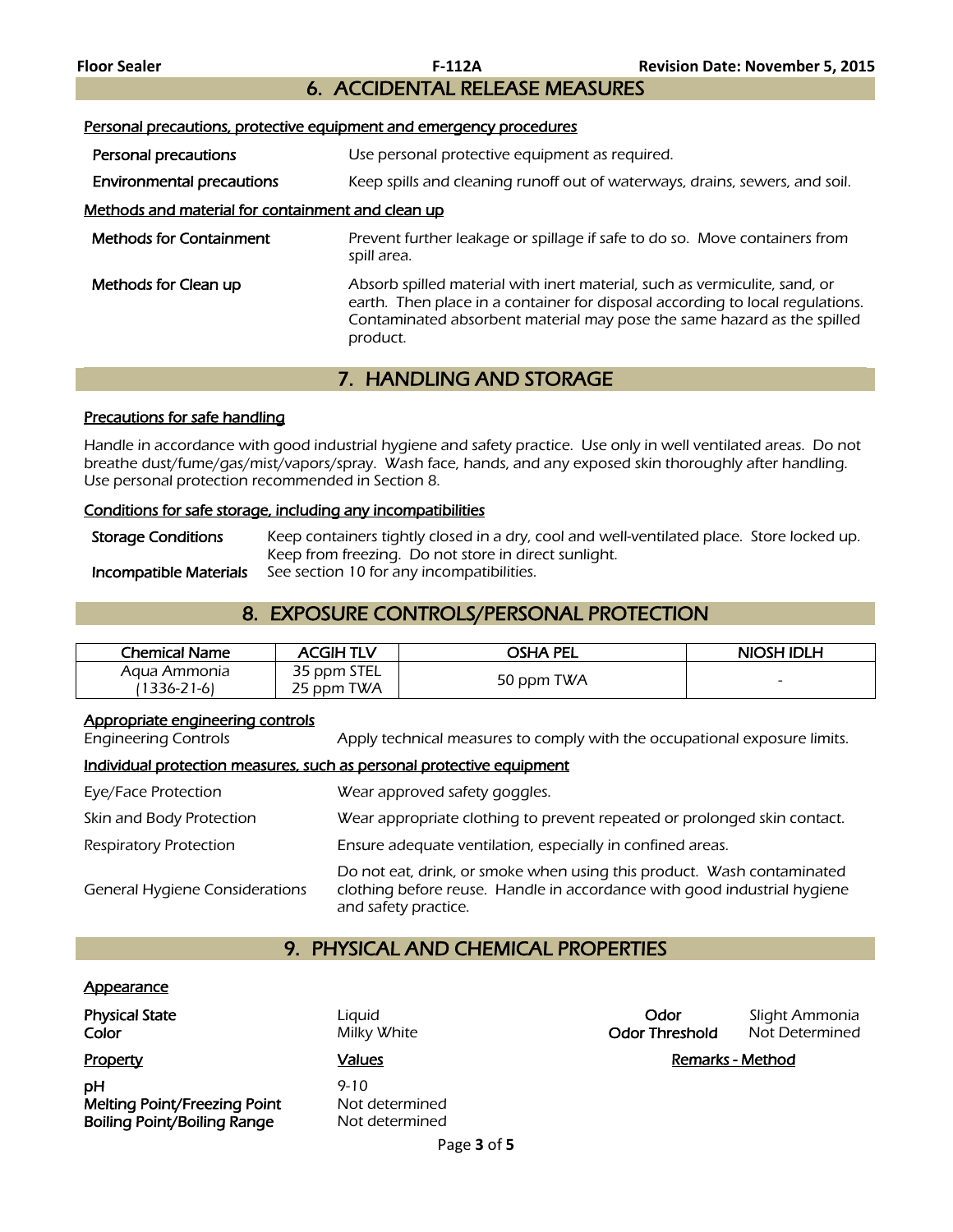## 6. ACCIDENTAL RELEASE MEASURES

### Personal precautions, protective equipment and emergency procedures

**Personal precautions** Use personal protective equipment as required.

**Environmental precautions** Keep spills and cleaning runoff out of waterways, drains, sewers, and soil.

### Methods and material for containment and clean up

**Methods for Containment** Prevent further leakage or spillage if safe to do so. Move containers from spill area.

**Methods for Clean up** Absorb spilled material with inert material, such as vermiculite, sand, or earth. Then place in a container for disposal according to local regulations. Contaminated absorbent material may pose the same hazard as the spilled product.

## 7. HANDLING AND STORAGE

### Precautions for safe handling

Handle in accordance with good industrial hygiene and safety practice. Use only in well ventilated areas. Do not breathe dust/fume/gas/mist/vapors/spray. Wash face, hands, and any exposed skin thoroughly after handling. Use personal protection recommended in Section 8.

### Conditions for safe storage, including any incompatibilities

**Storage Conditions** Keep containers tightly closed in a dry, cool and well-ventilated place. Store locked up. Keep from freezing. Do not store in direct sunlight.

**Incompatible Materials** See section 10 for any incompatibilities.

## 8. EXPOSURE CONTROLS/PERSONAL PROTECTION

| Chemical Name | ACGIH TLV | OSHA PEL | NIOSH IDLH |
|---|---|---|---|
| Aqua Ammonia (1336-21-6) | 35 ppm STEL 25 ppm TWA | 50 ppm TWA | - |

### Appropriate engineering controls

Engineering Controls Apply technical measures to comply with the occupational exposure limits.

### Individual protection measures, such as personal protective equipment

Eye/Face Protection Wear approved safety goggles.

Skin and Body Protection Wear appropriate clothing to prevent repeated or prolonged skin contact.

Respiratory Protection Ensure adequate ventilation, especially in confined areas.

General Hygiene Considerations Do not eat, drink, or smoke when using this product. Wash contaminated clothing before reuse. Handle in accordance with good industrial hygiene and safety practice.

## 9. PHYSICAL AND CHEMICAL PROPERTIES

### Appearance

**Physical State** Liquid  **Odor** Slight Ammonia
**Color** Milky White  **Odor Threshold** Not Determined

| Property | Values | Remarks - Method |
|---|---|---|
| **pH** | 9-10 | |
| **Melting Point/Freezing Point** | Not determined | |
| **Boiling Point/Boiling Range** | Not determined | |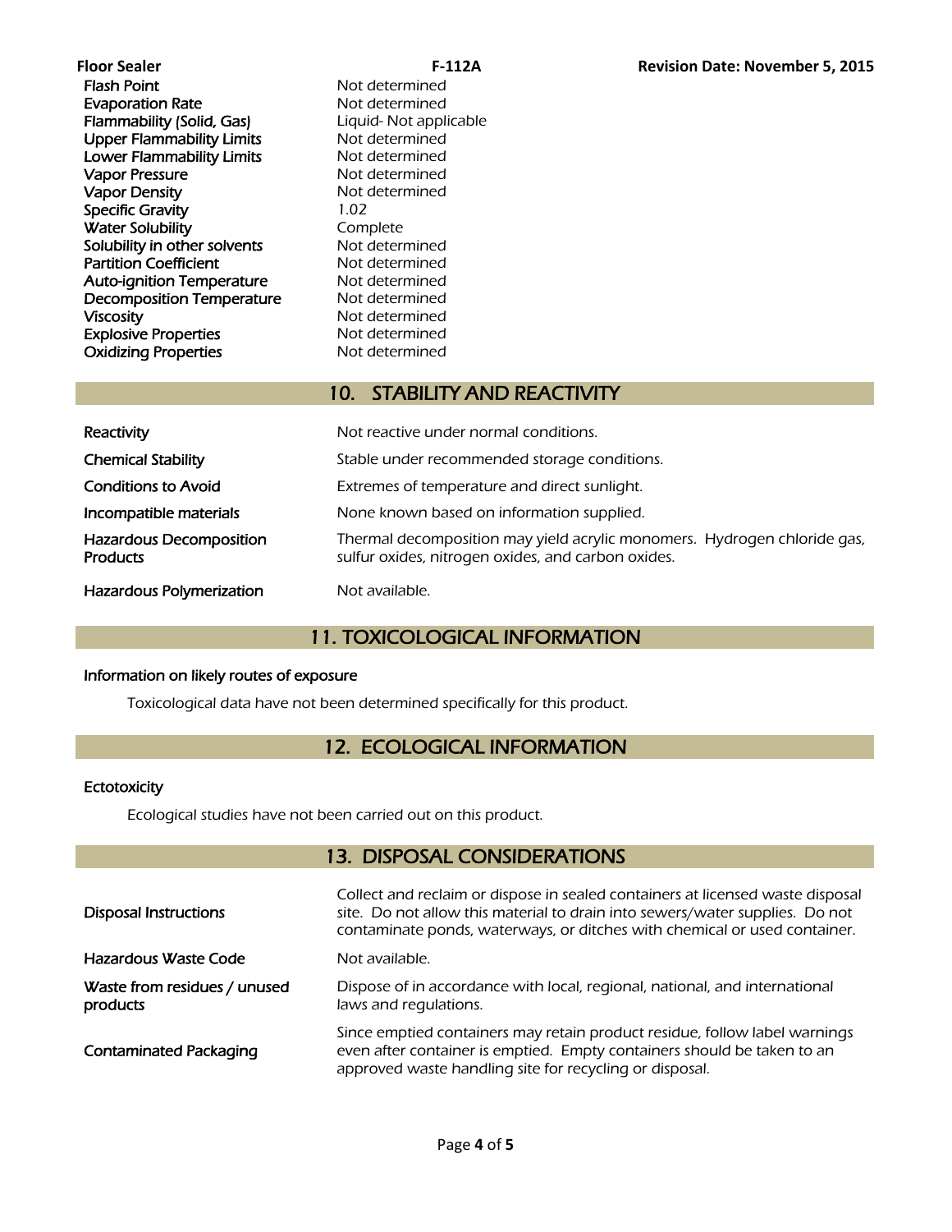| Property | Value |
| --- | --- |
| Flash Point | Not determined |
| Evaporation Rate | Not determined |
| Flammability (Solid, Gas) | Liquid- Not applicable |
| Upper Flammability Limits | Not determined |
| Lower Flammability Limits | Not determined |
| Vapor Pressure | Not determined |
| Vapor Density | Not determined |
| Specific Gravity | 1.02 |
| Water Solubility | Complete |
| Solubility in other solvents | Not determined |
| Partition Coefficient | Not determined |
| Auto-ignition Temperature | Not determined |
| Decomposition Temperature | Not determined |
| Viscosity | Not determined |
| Explosive Properties | Not determined |
| Oxidizing Properties | Not determined |

## 10. STABILITY AND REACTIVITY

| | |
| --- | --- |
| Reactivity | Not reactive under normal conditions. |
| Chemical Stability | Stable under recommended storage conditions. |
| Conditions to Avoid | Extremes of temperature and direct sunlight. |
| Incompatible materials | None known based on information supplied. |
| Hazardous Decomposition Products | Thermal decomposition may yield acrylic monomers. Hydrogen chloride gas, sulfur oxides, nitrogen oxides, and carbon oxides. |
| Hazardous Polymerization | Not available. |

## 11. TOXICOLOGICAL INFORMATION

**Information on likely routes of exposure**

*Toxicological data have not been determined specifically for this product.*

## 12. ECOLOGICAL INFORMATION

**Ectotoxicity**

*Ecological studies have not been carried out on this product.*

## 13. DISPOSAL CONSIDERATIONS

| | |
| --- | --- |
| Disposal Instructions | Collect and reclaim or dispose in sealed containers at licensed waste disposal site. Do not allow this material to drain into sewers/water supplies. Do not contaminate ponds, waterways, or ditches with chemical or used container. |
| Hazardous Waste Code | Not available. |
| Waste from residues / unused products | Dispose of in accordance with local, regional, national, and international laws and regulations. |
| Contaminated Packaging | Since emptied containers may retain product residue, follow label warnings even after container is emptied. Empty containers should be taken to an approved waste handling site for recycling or disposal. |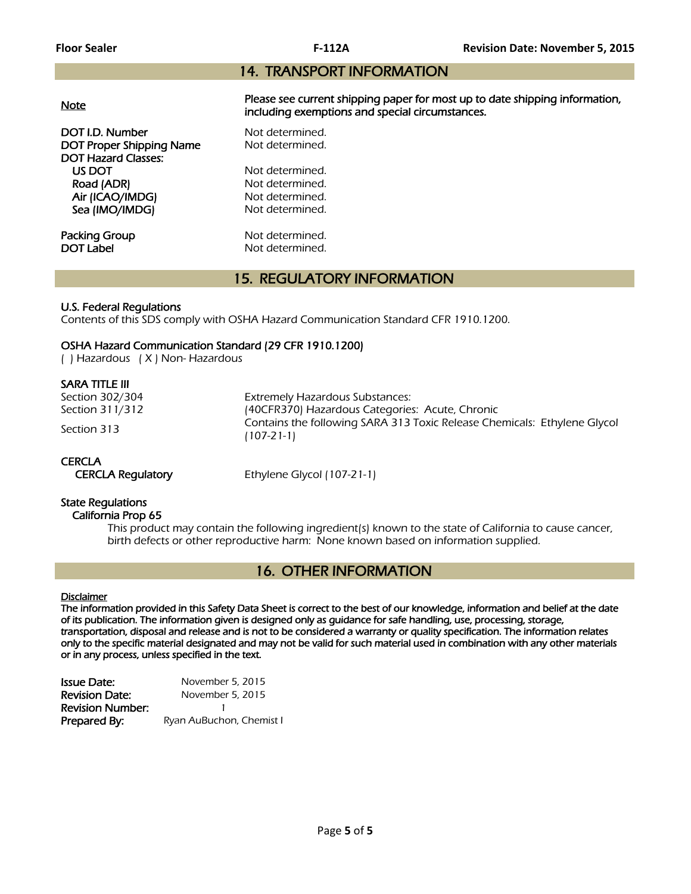## 14. TRANSPORT INFORMATION

| | |
|---|---|
| Note | **Please see current shipping paper for most up to date shipping information, including exemptions and special circumstances.** |
| DOT I.D. Number | Not determined. |
| DOT Proper Shipping Name | Not determined. |
| DOT Hazard Classes: | |
| US DOT | Not determined. |
| Road (ADR) | Not determined. |
| Air (ICAO/IMDG) | Not determined. |
| Sea (IMO/IMDG) | Not determined. |
| Packing Group | Not determined. |
| DOT Label | Not determined. |

## 15. REGULATORY INFORMATION

**U.S. Federal Regulations**

*Contents of this SDS comply with OSHA Hazard Communication Standard CFR 1910.1200.*

**OSHA Hazard Communication Standard (29 CFR 1910.1200)**

( ) Hazardous ( X ) Non- Hazardous

**SARA TITLE III**

| | |
|---|---|
| Section 302/304 | Extremely Hazardous Substances: |
| Section 311/312 | (40CFR370) Hazardous Categories: Acute, Chronic |
| Section 313 | Contains the following SARA 313 Toxic Release Chemicals: Ethylene Glycol (107-21-1) |

**CERCLA**

| | |
|---|---|
| CERCLA Regulatory | Ethylene Glycol (107-21-1) |

**State Regulations**

**California Prop 65**

This product may contain the following ingredient(s) known to the state of California to cause cancer, birth defects or other reproductive harm: None known based on information supplied.

## 16. OTHER INFORMATION

Disclaimer

**The information provided in this Safety Data Sheet is correct to the best of our knowledge, information and belief at the date of its publication. The information given is designed only as guidance for safe handling, use, processing, storage, transportation, disposal and release and is not to be considered a warranty or quality specification. The information relates only to the specific material designated and may not be valid for such material used in combination with any other materials or in any process, unless specified in the text.**

| | |
|---|---|
| **Issue Date:** | November 5, 2015 |
| **Revision Date:** | November 5, 2015 |
| **Revision Number:** | 1 |
| **Prepared By:** | Ryan AuBuchon, Chemist I |